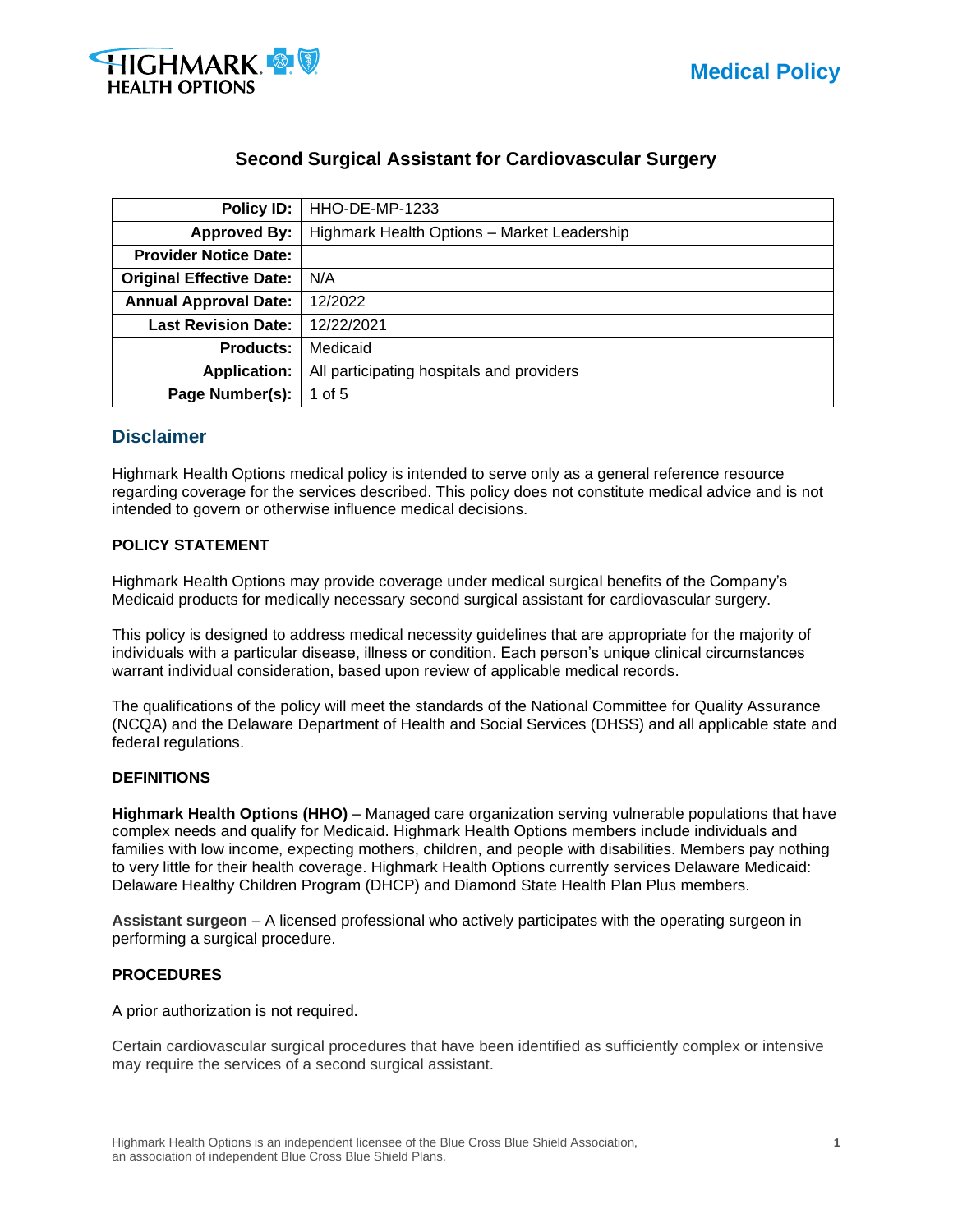Medical Policy

# Second Surgical Assistant for Cardiovascular Surgery

| Policy ID: | HHO-DE-MP-1233 |
| --- | --- |
| Approved By: | Highmark Health Options – Market Leadership |
| Provider Notice Date: | |
| Original Effective Date: | N/A |
| Annual Approval Date: | 12/2022 |
| Last Revision Date: | 12/22/2021 |
| Products: | Medicaid |
| Application: | All participating hospitals and providers |
| Page Number(s): | 1 of 5 |

## Disclaimer

Highmark Health Options medical policy is intended to serve only as a general reference resource regarding coverage for the services described. This policy does not constitute medical advice and is not intended to govern or otherwise influence medical decisions.

### POLICY STATEMENT

Highmark Health Options may provide coverage under medical surgical benefits of the Company's Medicaid products for medically necessary second surgical assistant for cardiovascular surgery.

This policy is designed to address medical necessity guidelines that are appropriate for the majority of individuals with a particular disease, illness or condition. Each person's unique clinical circumstances warrant individual consideration, based upon review of applicable medical records.

The qualifications of the policy will meet the standards of the National Committee for Quality Assurance (NCQA) and the Delaware Department of Health and Social Services (DHSS) and all applicable state and federal regulations.

### DEFINITIONS

**Highmark Health Options (HHO)** – Managed care organization serving vulnerable populations that have complex needs and qualify for Medicaid. Highmark Health Options members include individuals and families with low income, expecting mothers, children, and people with disabilities. Members pay nothing to very little for their health coverage. Highmark Health Options currently services Delaware Medicaid: Delaware Healthy Children Program (DHCP) and Diamond State Health Plan Plus members.

**Assistant surgeon** – A licensed professional who actively participates with the operating surgeon in performing a surgical procedure.

### PROCEDURES

A prior authorization is not required.

Certain cardiovascular surgical procedures that have been identified as sufficiently complex or intensive may require the services of a second surgical assistant.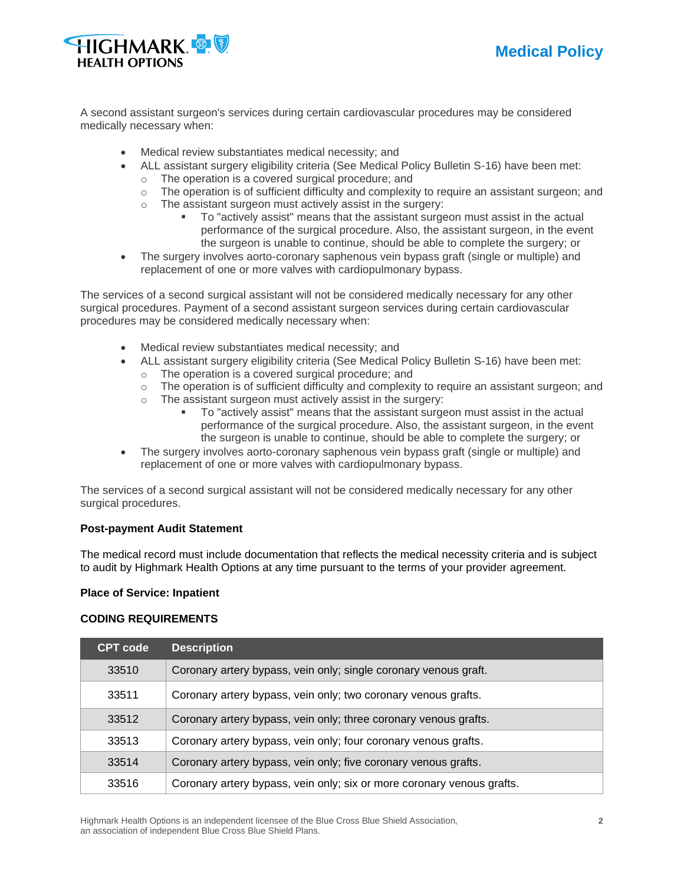A second assistant surgeon's services during certain cardiovascular procedures may be considered medically necessary when:

- Medical review substantiates medical necessity; and
- ALL assistant surgery eligibility criteria (See Medical Policy Bulletin S-16) have been met:
  - The operation is a covered surgical procedure; and
  - The operation is of sufficient difficulty and complexity to require an assistant surgeon; and
  - The assistant surgeon must actively assist in the surgery:
    - To "actively assist" means that the assistant surgeon must assist in the actual performance of the surgical procedure. Also, the assistant surgeon, in the event the surgeon is unable to continue, should be able to complete the surgery; or
- The surgery involves aorto-coronary saphenous vein bypass graft (single or multiple) and replacement of one or more valves with cardiopulmonary bypass.

The services of a second surgical assistant will not be considered medically necessary for any other surgical procedures. Payment of a second assistant surgeon services during certain cardiovascular procedures may be considered medically necessary when:

- Medical review substantiates medical necessity; and
- ALL assistant surgery eligibility criteria (See Medical Policy Bulletin S-16) have been met:
  - The operation is a covered surgical procedure; and
  - The operation is of sufficient difficulty and complexity to require an assistant surgeon; and
  - The assistant surgeon must actively assist in the surgery:
    - To "actively assist" means that the assistant surgeon must assist in the actual performance of the surgical procedure. Also, the assistant surgeon, in the event the surgeon is unable to continue, should be able to complete the surgery; or
- The surgery involves aorto-coronary saphenous vein bypass graft (single or multiple) and replacement of one or more valves with cardiopulmonary bypass.

The services of a second surgical assistant will not be considered medically necessary for any other surgical procedures.

**Post-payment Audit Statement**

The medical record must include documentation that reflects the medical necessity criteria and is subject to audit by Highmark Health Options at any time pursuant to the terms of your provider agreement.

**Place of Service: Inpatient**

**CODING REQUIREMENTS**

| CPT code | Description |
|---|---|
| 33510 | Coronary artery bypass, vein only; single coronary venous graft. |
| 33511 | Coronary artery bypass, vein only; two coronary venous grafts. |
| 33512 | Coronary artery bypass, vein only; three coronary venous grafts. |
| 33513 | Coronary artery bypass, vein only; four coronary venous grafts. |
| 33514 | Coronary artery bypass, vein only; five coronary venous grafts. |
| 33516 | Coronary artery bypass, vein only; six or more coronary venous grafts. |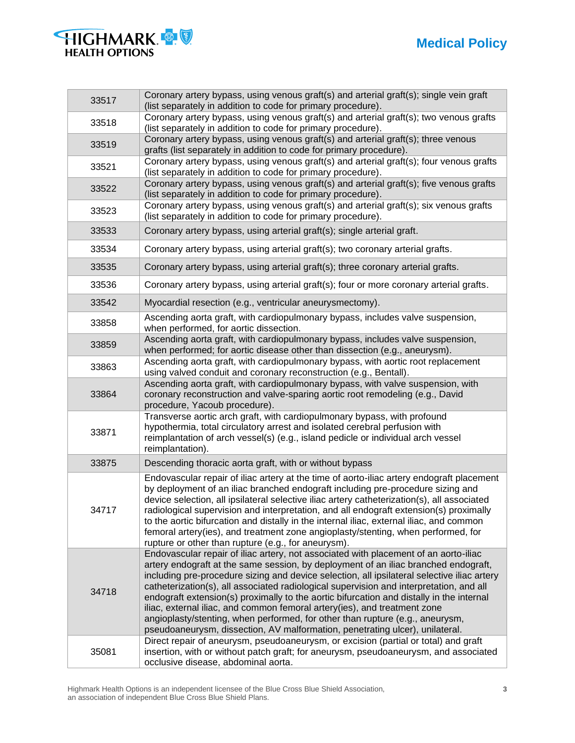| | |
|---|---|
| 33517 | Coronary artery bypass, using venous graft(s) and arterial graft(s); single vein graft (list separately in addition to code for primary procedure). |
| 33518 | Coronary artery bypass, using venous graft(s) and arterial graft(s); two venous grafts (list separately in addition to code for primary procedure). |
| 33519 | Coronary artery bypass, using venous graft(s) and arterial graft(s); three venous grafts (list separately in addition to code for primary procedure). |
| 33521 | Coronary artery bypass, using venous graft(s) and arterial graft(s); four venous grafts (list separately in addition to code for primary procedure). |
| 33522 | Coronary artery bypass, using venous graft(s) and arterial graft(s); five venous grafts (list separately in addition to code for primary procedure). |
| 33523 | Coronary artery bypass, using venous graft(s) and arterial graft(s); six venous grafts (list separately in addition to code for primary procedure). |
| 33533 | Coronary artery bypass, using arterial graft(s); single arterial graft. |
| 33534 | Coronary artery bypass, using arterial graft(s); two coronary arterial grafts. |
| 33535 | Coronary artery bypass, using arterial graft(s); three coronary arterial grafts. |
| 33536 | Coronary artery bypass, using arterial graft(s); four or more coronary arterial grafts. |
| 33542 | Myocardial resection (e.g., ventricular aneurysmectomy). |
| 33858 | Ascending aorta graft, with cardiopulmonary bypass, includes valve suspension, when performed, for aortic dissection. |
| 33859 | Ascending aorta graft, with cardiopulmonary bypass, includes valve suspension, when performed; for aortic disease other than dissection (e.g., aneurysm). |
| 33863 | Ascending aorta graft, with cardiopulmonary bypass, with aortic root replacement using valved conduit and coronary reconstruction (e.g., Bentall). |
| 33864 | Ascending aorta graft, with cardiopulmonary bypass, with valve suspension, with coronary reconstruction and valve-sparing aortic root remodeling (e.g., David procedure, Yacoub procedure). |
| 33871 | Transverse aortic arch graft, with cardiopulmonary bypass, with profound hypothermia, total circulatory arrest and isolated cerebral perfusion with reimplantation of arch vessel(s) (e.g., island pedicle or individual arch vessel reimplantation). |
| 33875 | Descending thoracic aorta graft, with or without bypass |
| 34717 | Endovascular repair of iliac artery at the time of aorto-iliac artery endograft placement by deployment of an iliac branched endograft including pre-procedure sizing and device selection, all ipsilateral selective iliac artery catheterization(s), all associated radiological supervision and interpretation, and all endograft extension(s) proximally to the aortic bifurcation and distally in the internal iliac, external iliac, and common femoral artery(ies), and treatment zone angioplasty/stenting, when performed, for rupture or other than rupture (e.g., for aneurysm). |
| 34718 | Endovascular repair of iliac artery, not associated with placement of an aorto-iliac artery endograft at the same session, by deployment of an iliac branched endograft, including pre-procedure sizing and device selection, all ipsilateral selective iliac artery catheterization(s), all associated radiological supervision and interpretation, and all endograft extension(s) proximally to the aortic bifurcation and distally in the internal iliac, external iliac, and common femoral artery(ies), and treatment zone angioplasty/stenting, when performed, for other than rupture (e.g., aneurysm, pseudoaneurysm, dissection, AV malformation, penetrating ulcer), unilateral. |
| 35081 | Direct repair of aneurysm, pseudoaneurysm, or excision (partial or total) and graft insertion, with or without patch graft; for aneurysm, pseudoaneurysm, and associated occlusive disease, abdominal aorta. |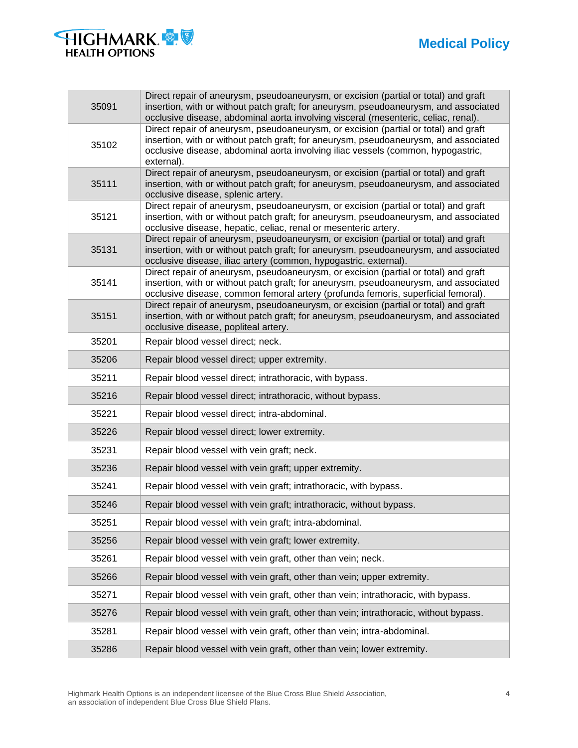| 35091 | Direct repair of aneurysm, pseudoaneurysm, or excision (partial or total) and graft insertion, with or without patch graft; for aneurysm, pseudoaneurysm, and associated occlusive disease, abdominal aorta involving visceral (mesenteric, celiac, renal). |
|---|---|
| 35102 | Direct repair of aneurysm, pseudoaneurysm, or excision (partial or total) and graft insertion, with or without patch graft; for aneurysm, pseudoaneurysm, and associated occlusive disease, abdominal aorta involving iliac vessels (common, hypogastric, external). |
| 35111 | Direct repair of aneurysm, pseudoaneurysm, or excision (partial or total) and graft insertion, with or without patch graft; for aneurysm, pseudoaneurysm, and associated occlusive disease, splenic artery. |
| 35121 | Direct repair of aneurysm, pseudoaneurysm, or excision (partial or total) and graft insertion, with or without patch graft; for aneurysm, pseudoaneurysm, and associated occlusive disease, hepatic, celiac, renal or mesenteric artery. |
| 35131 | Direct repair of aneurysm, pseudoaneurysm, or excision (partial or total) and graft insertion, with or without patch graft; for aneurysm, pseudoaneurysm, and associated occlusive disease, iliac artery (common, hypogastric, external). |
| 35141 | Direct repair of aneurysm, pseudoaneurysm, or excision (partial or total) and graft insertion, with or without patch graft; for aneurysm, pseudoaneurysm, and associated occlusive disease, common femoral artery (profunda femoris, superficial femoral). |
| 35151 | Direct repair of aneurysm, pseudoaneurysm, or excision (partial or total) and graft insertion, with or without patch graft; for aneurysm, pseudoaneurysm, and associated occlusive disease, popliteal artery. |
| 35201 | Repair blood vessel direct; neck. |
| 35206 | Repair blood vessel direct; upper extremity. |
| 35211 | Repair blood vessel direct; intrathoracic, with bypass. |
| 35216 | Repair blood vessel direct; intrathoracic, without bypass. |
| 35221 | Repair blood vessel direct; intra-abdominal. |
| 35226 | Repair blood vessel direct; lower extremity. |
| 35231 | Repair blood vessel with vein graft; neck. |
| 35236 | Repair blood vessel with vein graft; upper extremity. |
| 35241 | Repair blood vessel with vein graft; intrathoracic, with bypass. |
| 35246 | Repair blood vessel with vein graft; intrathoracic, without bypass. |
| 35251 | Repair blood vessel with vein graft; intra-abdominal. |
| 35256 | Repair blood vessel with vein graft; lower extremity. |
| 35261 | Repair blood vessel with vein graft, other than vein; neck. |
| 35266 | Repair blood vessel with vein graft, other than vein; upper extremity. |
| 35271 | Repair blood vessel with vein graft, other than vein; intrathoracic, with bypass. |
| 35276 | Repair blood vessel with vein graft, other than vein; intrathoracic, without bypass. |
| 35281 | Repair blood vessel with vein graft, other than vein; intra-abdominal. |
| 35286 | Repair blood vessel with vein graft, other than vein; lower extremity. |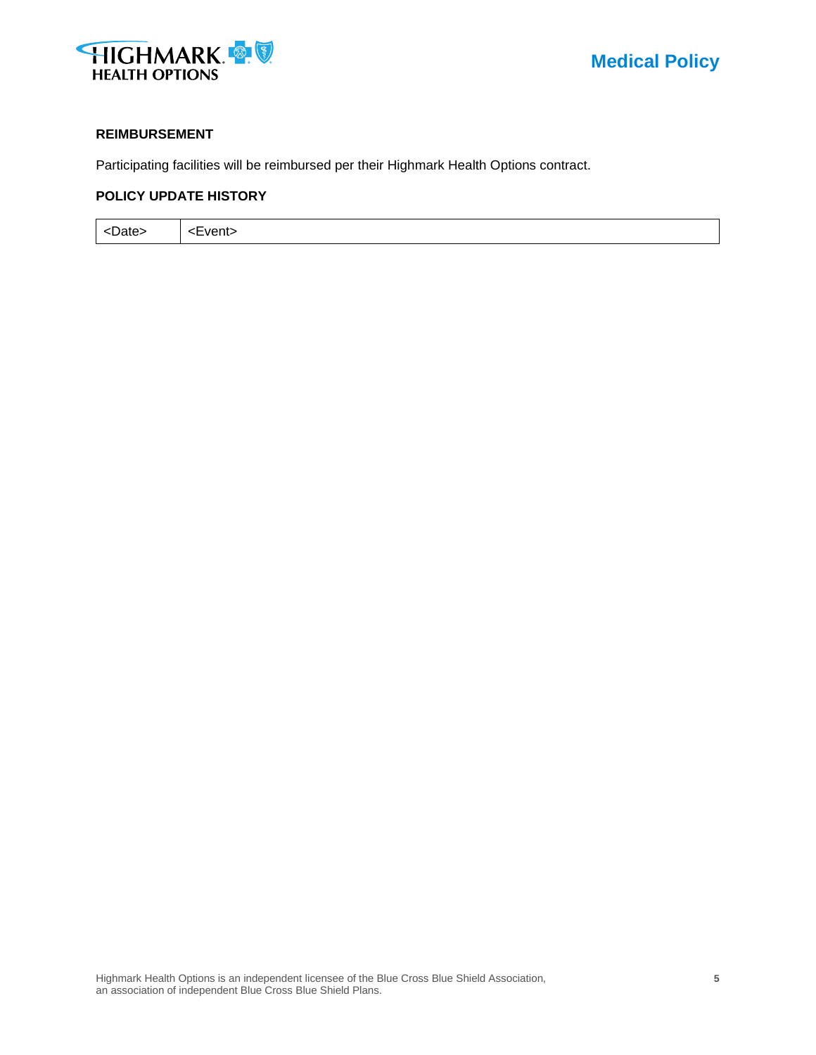## REIMBURSEMENT

Participating facilities will be reimbursed per their Highmark Health Options contract.

## POLICY UPDATE HISTORY

| | |
|---|---|
| <Date> | <Event> |